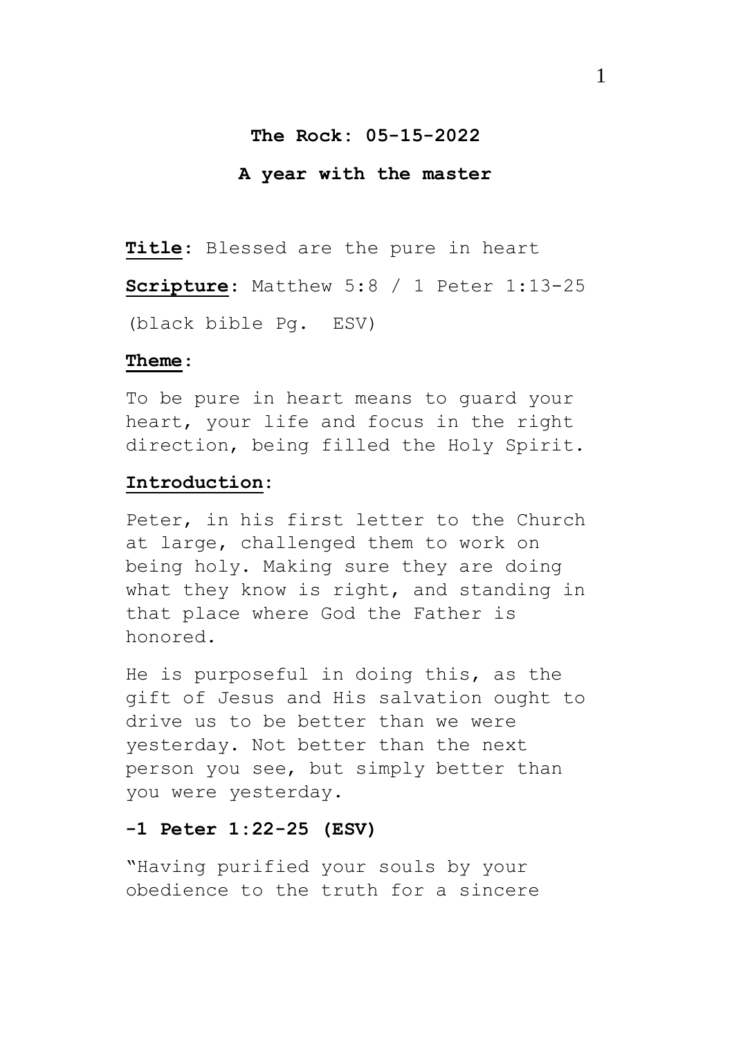**The Rock: 05-15-2022**

**A year with the master**

**Title**: Blessed are the pure in heart

**Scripture**: Matthew 5:8 / 1 Peter 1:13-25

(black bible Pg.  ESV)

**Theme**:

To be pure in heart means to guard your heart, your life and focus in the right direction, being filled the Holy Spirit.

**Introduction**:

Peter, in his first letter to the Church at large, challenged them to work on being holy. Making sure they are doing what they know is right, and standing in that place where God the Father is honored.

He is purposeful in doing this, as the gift of Jesus and His salvation ought to drive us to be better than we were yesterday. Not better than the next person you see, but simply better than you were yesterday.

**-1 Peter 1:22-25 (ESV)**

"Having purified your souls by your obedience to the truth for a sincere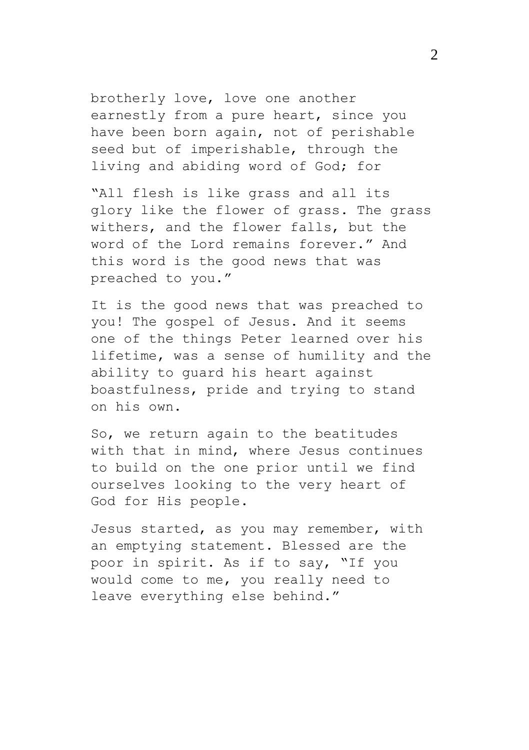brotherly love, love one another earnestly from a pure heart, since you have been born again, not of perishable seed but of imperishable, through the living and abiding word of God; for

"All flesh is like grass and all its glory like the flower of grass. The grass withers, and the flower falls, but the word of the Lord remains forever." And this word is the good news that was preached to you."

It is the good news that was preached to you! The gospel of Jesus. And it seems one of the things Peter learned over his lifetime, was a sense of humility and the ability to guard his heart against boastfulness, pride and trying to stand on his own.

So, we return again to the beatitudes with that in mind, where Jesus continues to build on the one prior until we find ourselves looking to the very heart of God for His people.

Jesus started, as you may remember, with an emptying statement. Blessed are the poor in spirit. As if to say, "If you would come to me, you really need to leave everything else behind."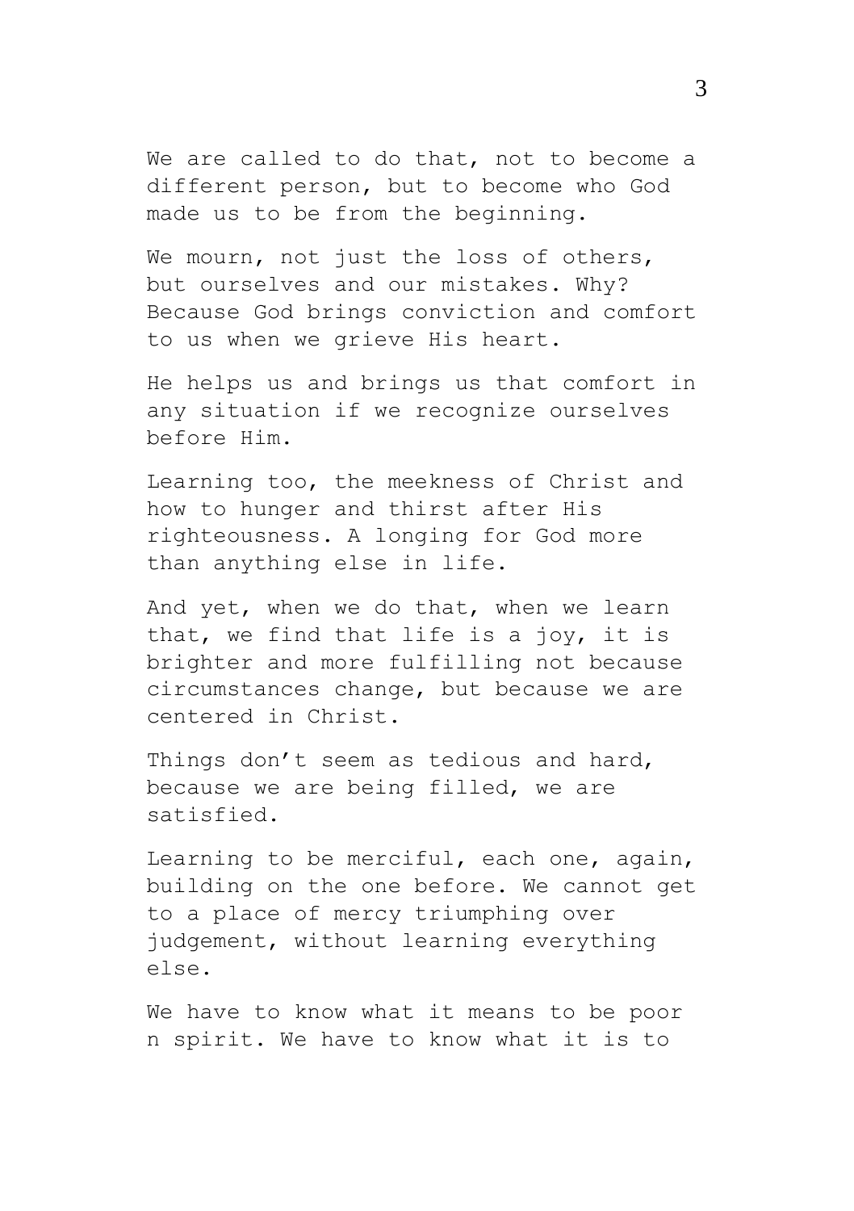We are called to do that, not to become a different person, but to become who God made us to be from the beginning.

We mourn, not just the loss of others, but ourselves and our mistakes. Why? Because God brings conviction and comfort to us when we grieve His heart.

He helps us and brings us that comfort in any situation if we recognize ourselves before Him.

Learning too, the meekness of Christ and how to hunger and thirst after His righteousness. A longing for God more than anything else in life.

And yet, when we do that, when we learn that, we find that life is a joy, it is brighter and more fulfilling not because circumstances change, but because we are centered in Christ.

Things don't seem as tedious and hard, because we are being filled, we are satisfied.

Learning to be merciful, each one, again, building on the one before. We cannot get to a place of mercy triumphing over judgement, without learning everything else.

We have to know what it means to be poor n spirit. We have to know what it is to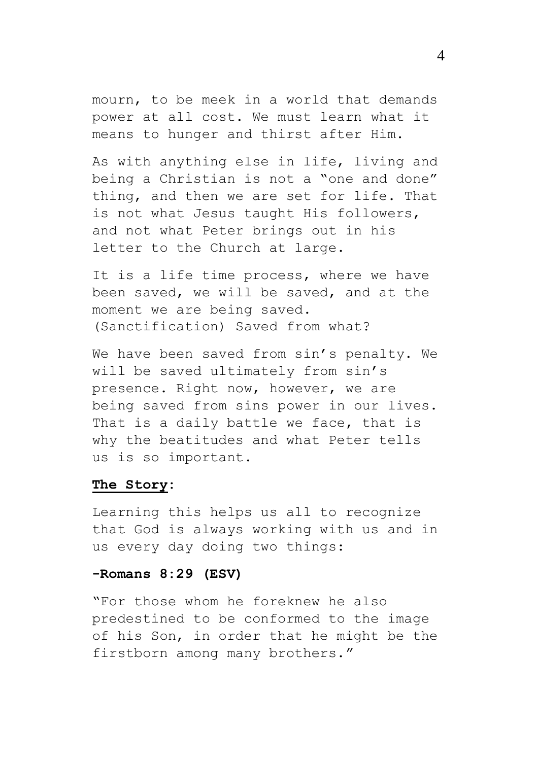mourn, to be meek in a world that demands power at all cost. We must learn what it means to hunger and thirst after Him.

As with anything else in life, living and being a Christian is not a "one and done" thing, and then we are set for life. That is not what Jesus taught His followers, and not what Peter brings out in his letter to the Church at large.

It is a life time process, where we have been saved, we will be saved, and at the moment we are being saved. (Sanctification) Saved from what?

We have been saved from sin's penalty. We will be saved ultimately from sin's presence. Right now, however, we are being saved from sins power in our lives. That is a daily battle we face, that is why the beatitudes and what Peter tells us is so important.

**<u>The Story</u>:**

Learning this helps us all to recognize that God is always working with us and in us every day doing two things:

**-Romans 8:29 (ESV)**

"For those whom he foreknew he also predestined to be conformed to the image of his Son, in order that he might be the firstborn among many brothers."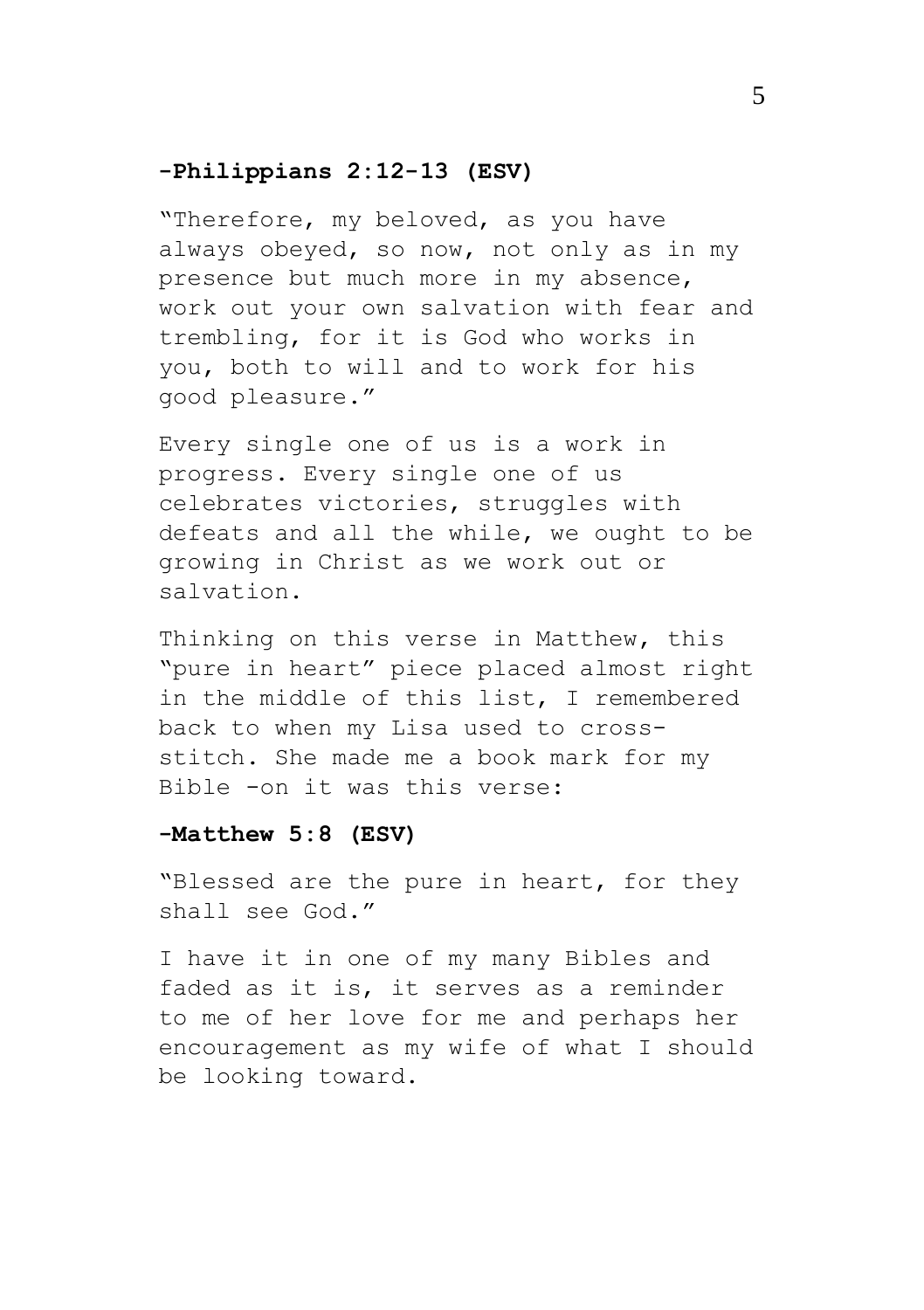**-Philippians 2:12-13 (ESV)**

"Therefore, my beloved, as you have always obeyed, so now, not only as in my presence but much more in my absence, work out your own salvation with fear and trembling, for it is God who works in you, both to will and to work for his good pleasure."

Every single one of us is a work in progress. Every single one of us celebrates victories, struggles with defeats and all the while, we ought to be growing in Christ as we work out or salvation.

Thinking on this verse in Matthew, this "pure in heart" piece placed almost right in the middle of this list, I remembered back to when my Lisa used to cross-stitch. She made me a book mark for my Bible -on it was this verse:

**-Matthew 5:8 (ESV)**

"Blessed are the pure in heart, for they shall see God."

I have it in one of my many Bibles and faded as it is, it serves as a reminder to me of her love for me and perhaps her encouragement as my wife of what I should be looking toward.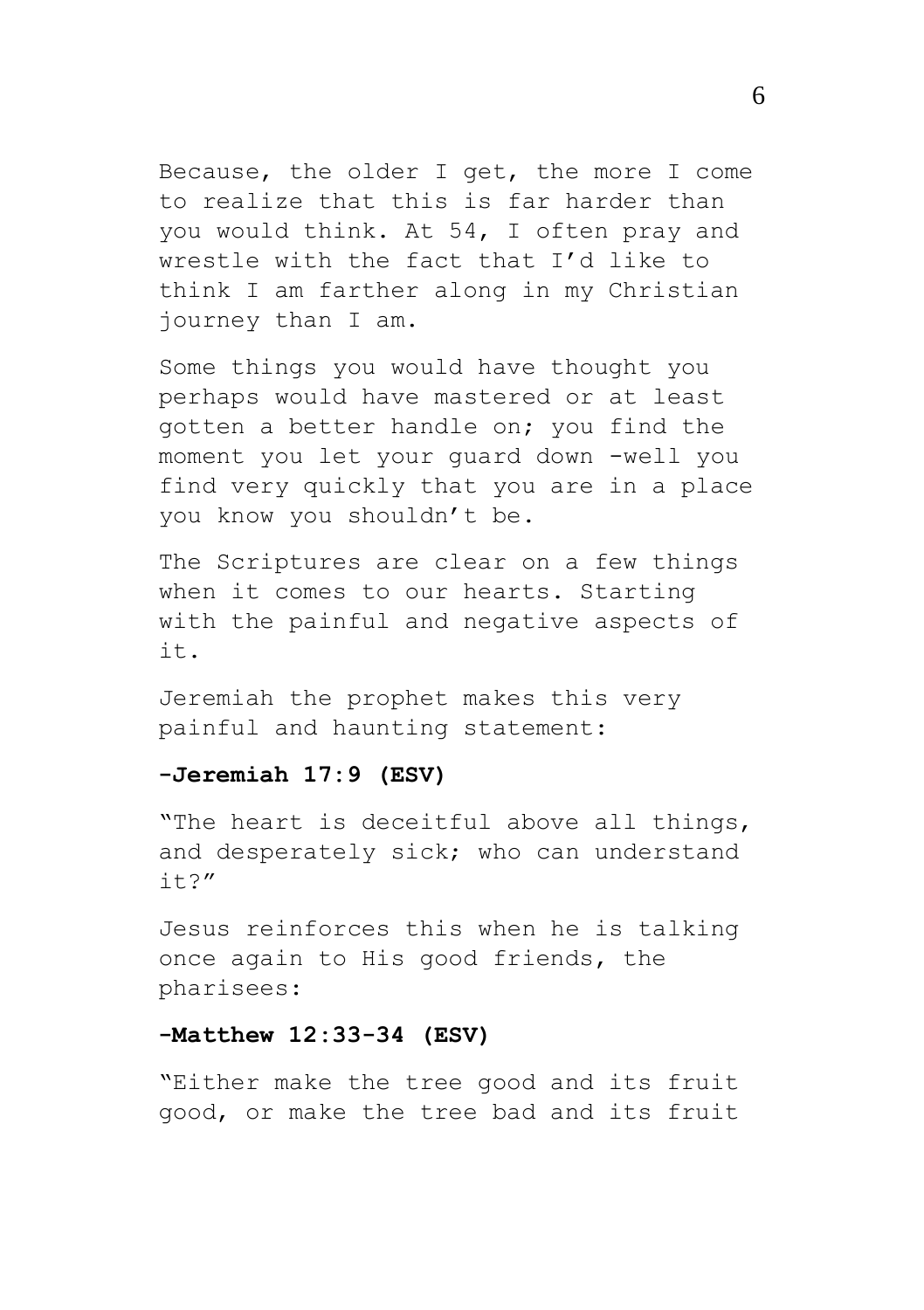Because, the older I get, the more I come to realize that this is far harder than you would think. At 54, I often pray and wrestle with the fact that I'd like to think I am farther along in my Christian journey than I am.

Some things you would have thought you perhaps would have mastered or at least gotten a better handle on; you find the moment you let your guard down -well you find very quickly that you are in a place you know you shouldn't be.

The Scriptures are clear on a few things when it comes to our hearts. Starting with the painful and negative aspects of it.

Jeremiah the prophet makes this very painful and haunting statement:

**-Jeremiah 17:9 (ESV)**

"The heart is deceitful above all things, and desperately sick; who can understand it?"

Jesus reinforces this when he is talking once again to His good friends, the pharisees:

**-Matthew 12:33-34 (ESV)**

"Either make the tree good and its fruit good, or make the tree bad and its fruit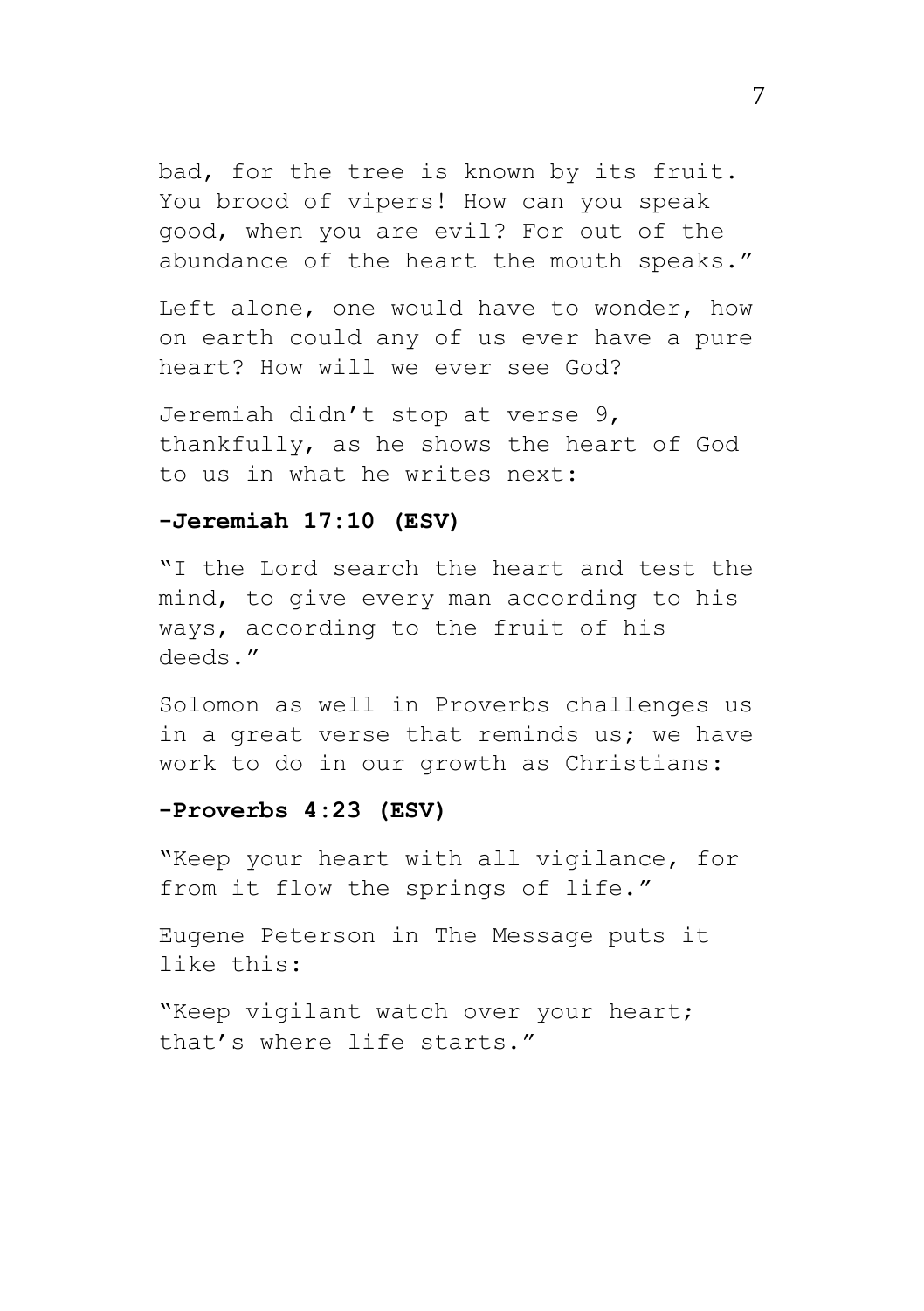bad, for the tree is known by its fruit. You brood of vipers! How can you speak good, when you are evil? For out of the abundance of the heart the mouth speaks."

Left alone, one would have to wonder, how on earth could any of us ever have a pure heart? How will we ever see God?

Jeremiah didn't stop at verse 9, thankfully, as he shows the heart of God to us in what he writes next:

**-Jeremiah 17:10 (ESV)**

"I the Lord search the heart and test the mind, to give every man according to his ways, according to the fruit of his deeds."

Solomon as well in Proverbs challenges us in a great verse that reminds us; we have work to do in our growth as Christians:

**-Proverbs 4:23 (ESV)**

"Keep your heart with all vigilance, for from it flow the springs of life."

Eugene Peterson in The Message puts it like this:

"Keep vigilant watch over your heart; that's where life starts."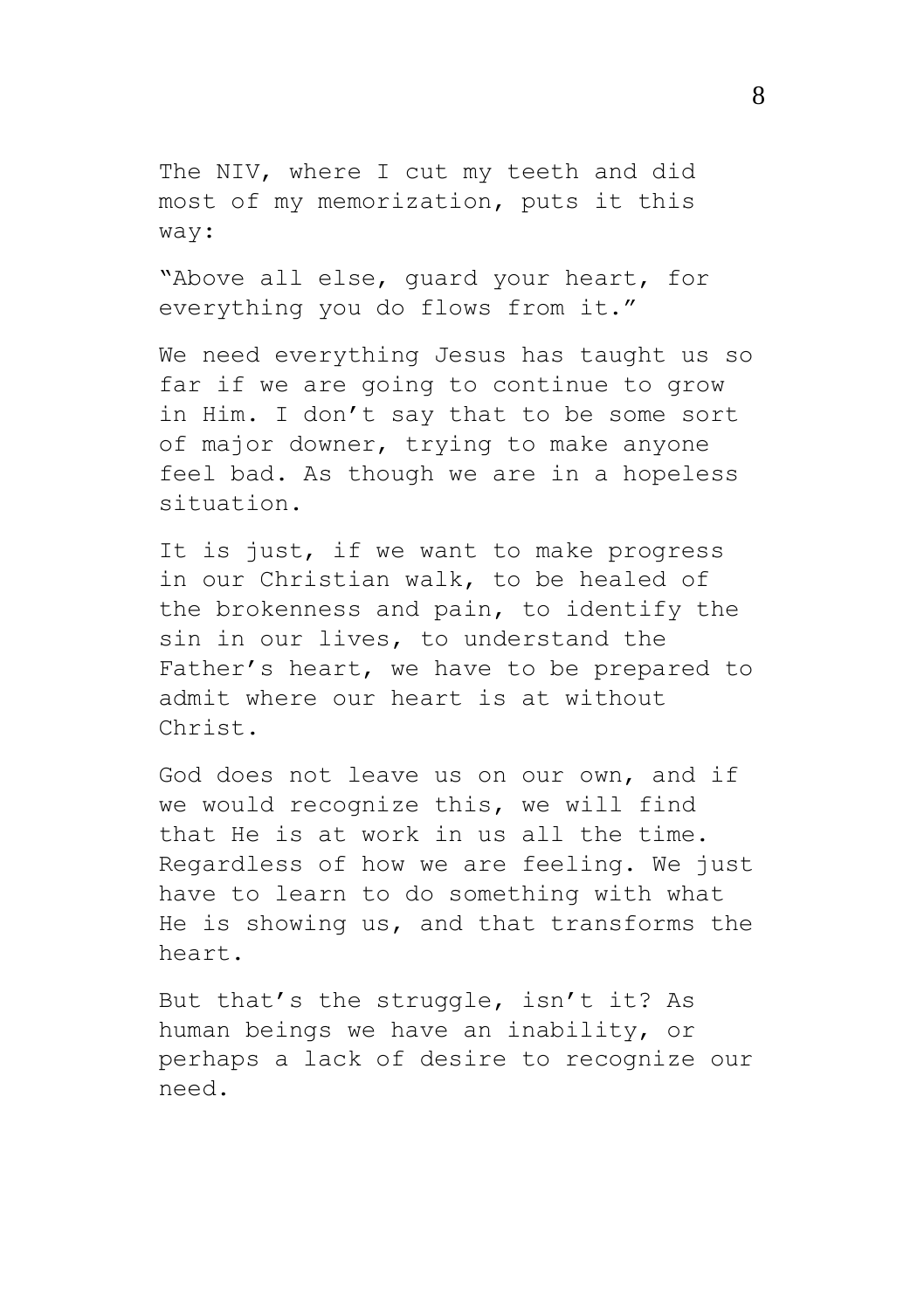The NIV, where I cut my teeth and did most of my memorization, puts it this way:

"Above all else, guard your heart, for everything you do flows from it."

We need everything Jesus has taught us so far if we are going to continue to grow in Him. I don't say that to be some sort of major downer, trying to make anyone feel bad. As though we are in a hopeless situation.

It is just, if we want to make progress in our Christian walk, to be healed of the brokenness and pain, to identify the sin in our lives, to understand the Father's heart, we have to be prepared to admit where our heart is at without Christ.

God does not leave us on our own, and if we would recognize this, we will find that He is at work in us all the time. Regardless of how we are feeling. We just have to learn to do something with what He is showing us, and that transforms the heart.

But that's the struggle, isn't it? As human beings we have an inability, or perhaps a lack of desire to recognize our need.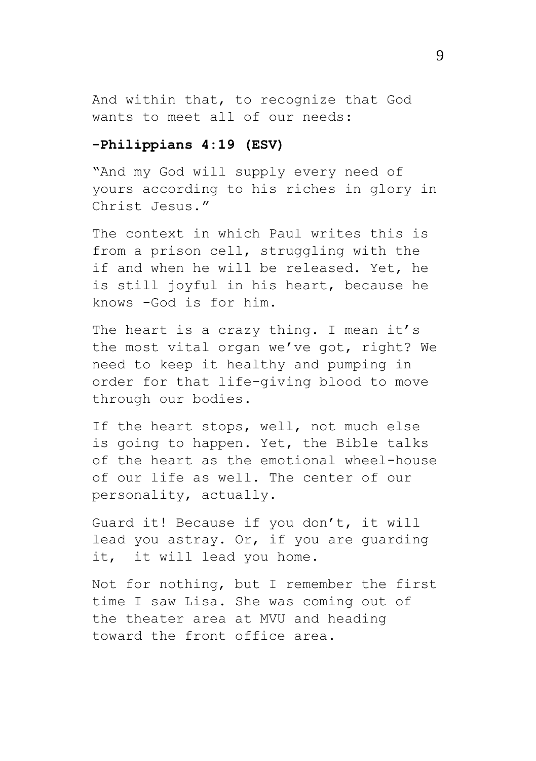And within that, to recognize that God wants to meet all of our needs:

**-Philippians 4:19 (ESV)**

"And my God will supply every need of yours according to his riches in glory in Christ Jesus."

The context in which Paul writes this is from a prison cell, struggling with the if and when he will be released. Yet, he is still joyful in his heart, because he knows -God is for him.

The heart is a crazy thing. I mean it's the most vital organ we've got, right? We need to keep it healthy and pumping in order for that life-giving blood to move through our bodies.

If the heart stops, well, not much else is going to happen. Yet, the Bible talks of the heart as the emotional wheel-house of our life as well. The center of our personality, actually.

Guard it! Because if you don't, it will lead you astray. Or, if you are guarding it, it will lead you home.

Not for nothing, but I remember the first time I saw Lisa. She was coming out of the theater area at MVU and heading toward the front office area.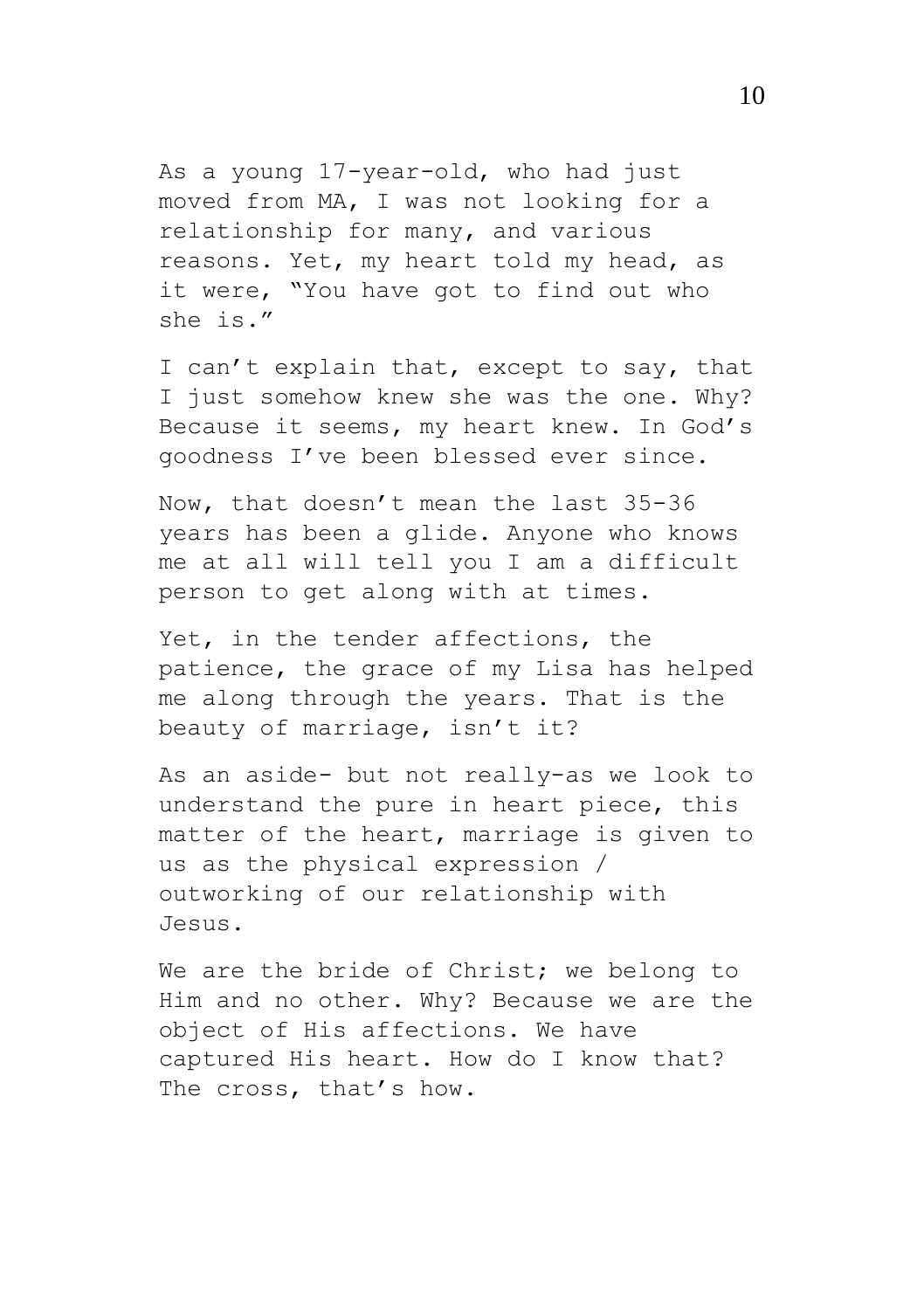As a young 17-year-old, who had just moved from MA, I was not looking for a relationship for many, and various reasons. Yet, my heart told my head, as it were, "You have got to find out who she is."

I can't explain that, except to say, that I just somehow knew she was the one. Why? Because it seems, my heart knew. In God's goodness I've been blessed ever since.

Now, that doesn't mean the last 35-36 years has been a glide. Anyone who knows me at all will tell you I am a difficult person to get along with at times.

Yet, in the tender affections, the patience, the grace of my Lisa has helped me along through the years. That is the beauty of marriage, isn't it?

As an aside- but not really-as we look to understand the pure in heart piece, this matter of the heart, marriage is given to us as the physical expression / outworking of our relationship with Jesus.

We are the bride of Christ; we belong to Him and no other. Why? Because we are the object of His affections. We have captured His heart. How do I know that? The cross, that's how.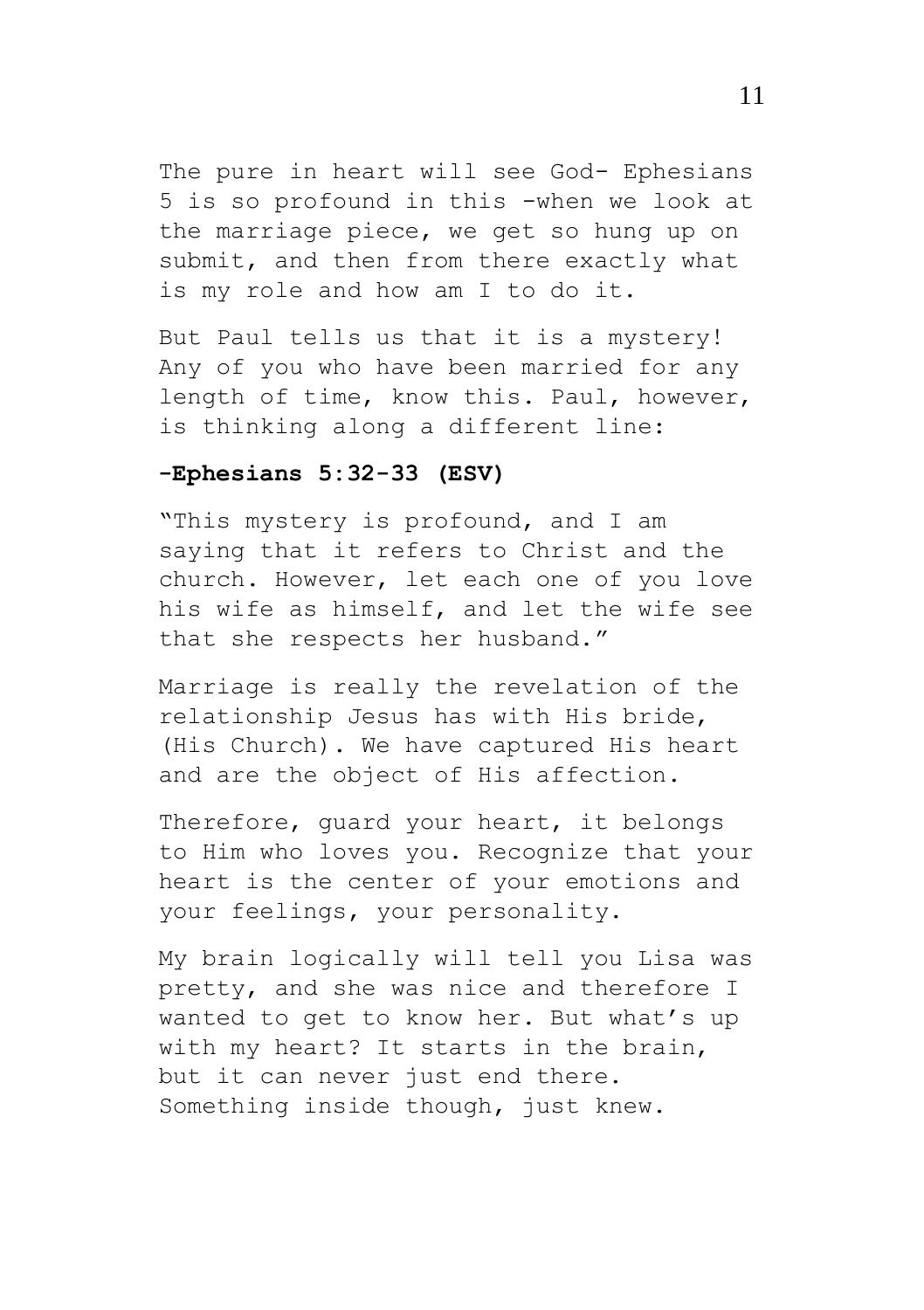The pure in heart will see God- Ephesians 5 is so profound in this -when we look at the marriage piece, we get so hung up on submit, and then from there exactly what is my role and how am I to do it.

But Paul tells us that it is a mystery! Any of you who have been married for any length of time, know this. Paul, however, is thinking along a different line:

**-Ephesians 5:32-33 (ESV)**

"This mystery is profound, and I am saying that it refers to Christ and the church. However, let each one of you love his wife as himself, and let the wife see that she respects her husband."

Marriage is really the revelation of the relationship Jesus has with His bride, (His Church). We have captured His heart and are the object of His affection.

Therefore, guard your heart, it belongs to Him who loves you. Recognize that your heart is the center of your emotions and your feelings, your personality.

My brain logically will tell you Lisa was pretty, and she was nice and therefore I wanted to get to know her. But what's up with my heart? It starts in the brain, but it can never just end there. Something inside though, just knew.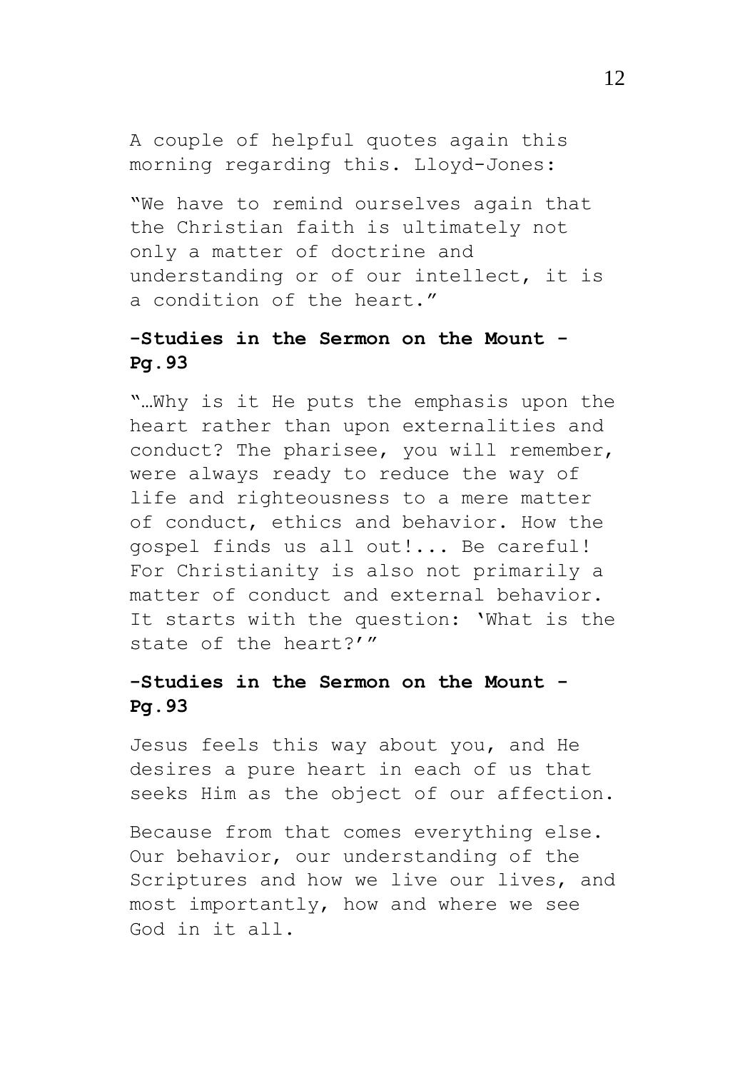A couple of helpful quotes again this morning regarding this. Lloyd-Jones:

"We have to remind ourselves again that the Christian faith is ultimately not only a matter of doctrine and understanding or of our intellect, it is a condition of the heart."

**-Studies in the Sermon on the Mount - Pg.93**

"…Why is it He puts the emphasis upon the heart rather than upon externalities and conduct? The pharisee, you will remember, were always ready to reduce the way of life and righteousness to a mere matter of conduct, ethics and behavior. How the gospel finds us all out!... Be careful! For Christianity is also not primarily a matter of conduct and external behavior. It starts with the question: 'What is the state of the heart?'"

**-Studies in the Sermon on the Mount - Pg.93**

Jesus feels this way about you, and He desires a pure heart in each of us that seeks Him as the object of our affection.

Because from that comes everything else. Our behavior, our understanding of the Scriptures and how we live our lives, and most importantly, how and where we see God in it all.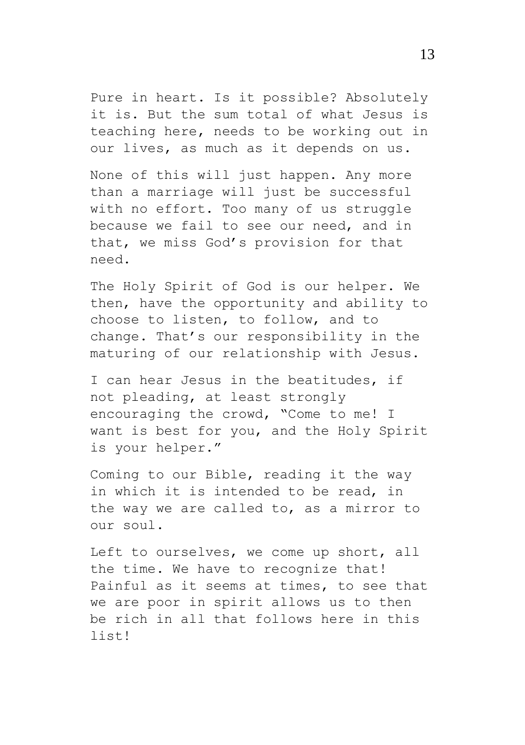Pure in heart. Is it possible? Absolutely it is. But the sum total of what Jesus is teaching here, needs to be working out in our lives, as much as it depends on us.

None of this will just happen. Any more than a marriage will just be successful with no effort. Too many of us struggle because we fail to see our need, and in that, we miss God's provision for that need.

The Holy Spirit of God is our helper. We then, have the opportunity and ability to choose to listen, to follow, and to change. That's our responsibility in the maturing of our relationship with Jesus.

I can hear Jesus in the beatitudes, if not pleading, at least strongly encouraging the crowd, "Come to me! I want is best for you, and the Holy Spirit is your helper."

Coming to our Bible, reading it the way in which it is intended to be read, in the way we are called to, as a mirror to our soul.

Left to ourselves, we come up short, all the time. We have to recognize that! Painful as it seems at times, to see that we are poor in spirit allows us to then be rich in all that follows here in this list!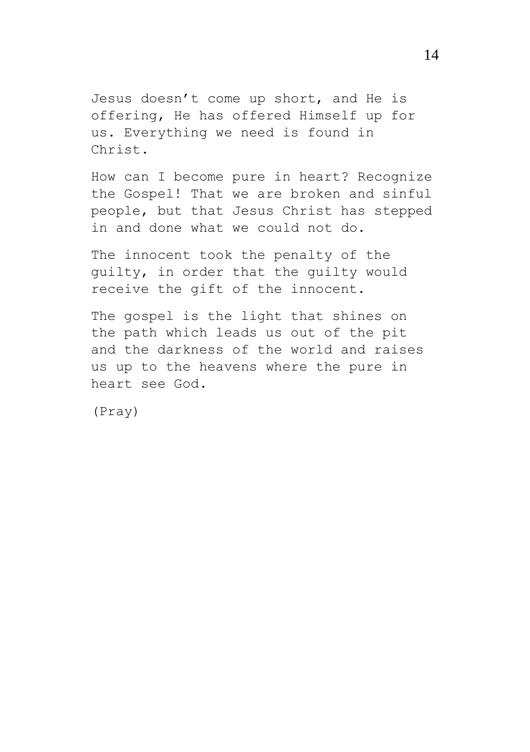Jesus doesn't come up short, and He is offering, He has offered Himself up for us. Everything we need is found in Christ.

How can I become pure in heart? Recognize the Gospel! That we are broken and sinful people, but that Jesus Christ has stepped in and done what we could not do.

The innocent took the penalty of the guilty, in order that the guilty would receive the gift of the innocent.

The gospel is the light that shines on the path which leads us out of the pit and the darkness of the world and raises us up to the heavens where the pure in heart see God.

(Pray)